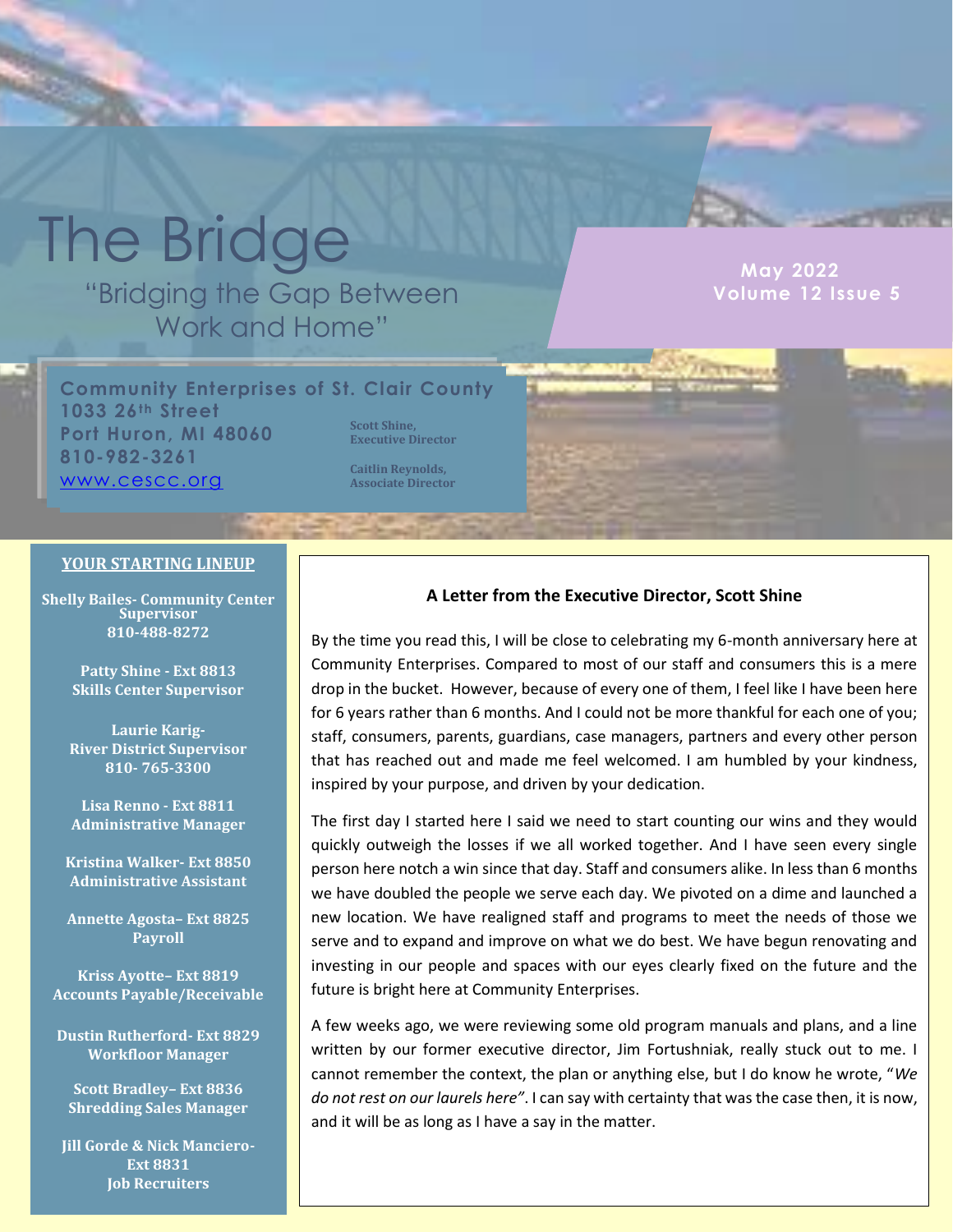# The Bridge

"Bridging the Gap Between Work and Home"

**May 2022**
**Volume 12 Issue 5**

**Community Enterprises of St. Clair County**
1033 26th Street
Port Huron, MI 48060
810-982-3261
www.cescc.org

**Scott Shine, Executive Director**

**Caitlin Reynolds, Associate Director**

## YOUR STARTING LINEUP

**Shelly Bailes- Community Center Supervisor**
**810-488-8272**

**Patty Shine - Ext 8813**
**Skills Center Supervisor**

**Laurie Karig-**
**River District Supervisor**
**810- 765-3300**

**Lisa Renno - Ext 8811**
**Administrative Manager**

**Kristina Walker- Ext 8850**
**Administrative Assistant**

**Annette Agosta– Ext 8825**
**Payroll**

**Kriss Ayotte– Ext 8819**
**Accounts Payable/Receivable**

**Dustin Rutherford- Ext 8829**
**Workfloor Manager**

**Scott Bradley– Ext 8836**
**Shredding Sales Manager**

**Jill Gorde & Nick Manciero- Ext 8831**
**Job Recruiters**

## A Letter from the Executive Director, Scott Shine

By the time you read this, I will be close to celebrating my 6-month anniversary here at Community Enterprises. Compared to most of our staff and consumers this is a mere drop in the bucket. However, because of every one of them, I feel like I have been here for 6 years rather than 6 months. And I could not be more thankful for each one of you; staff, consumers, parents, guardians, case managers, partners and every other person that has reached out and made me feel welcomed. I am humbled by your kindness, inspired by your purpose, and driven by your dedication.

The first day I started here I said we need to start counting our wins and they would quickly outweigh the losses if we all worked together. And I have seen every single person here notch a win since that day. Staff and consumers alike. In less than 6 months we have doubled the people we serve each day. We pivoted on a dime and launched a new location. We have realigned staff and programs to meet the needs of those we serve and to expand and improve on what we do best. We have begun renovating and investing in our people and spaces with our eyes clearly fixed on the future and the future is bright here at Community Enterprises.

A few weeks ago, we were reviewing some old program manuals and plans, and a line written by our former executive director, Jim Fortushniak, really stuck out to me. I cannot remember the context, the plan or anything else, but I do know he wrote, "*We do not rest on our laurels here"*. I can say with certainty that was the case then, it is now, and it will be as long as I have a say in the matter.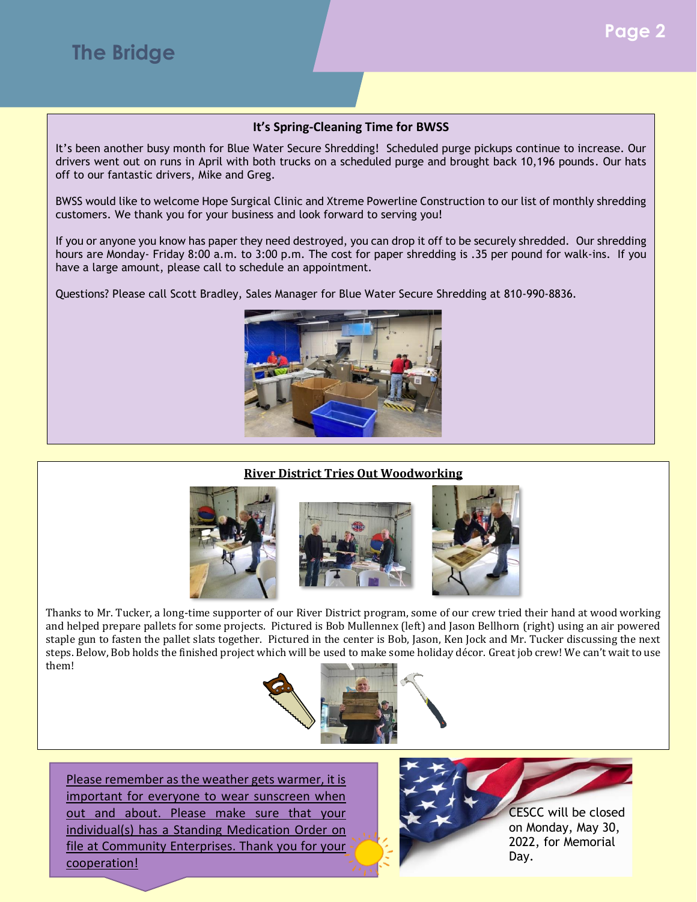## It's Spring-Cleaning Time for BWSS

It's been another busy month for Blue Water Secure Shredding! Scheduled purge pickups continue to increase. Our drivers went out on runs in April with both trucks on a scheduled purge and brought back 10,196 pounds. Our hats off to our fantastic drivers, Mike and Greg.

BWSS would like to welcome Hope Surgical Clinic and Xtreme Powerline Construction to our list of monthly shredding customers. We thank you for your business and look forward to serving you!

If you or anyone you know has paper they need destroyed, you can drop it off to be securely shredded. Our shredding hours are Monday- Friday 8:00 a.m. to 3:00 p.m. The cost for paper shredding is .35 per pound for walk-ins. If you have a large amount, please call to schedule an appointment.

Questions? Please call Scott Bradley, Sales Manager for Blue Water Secure Shredding at 810-990-8836.

## River District Tries Out Woodworking

Thanks to Mr. Tucker, a long-time supporter of our River District program, some of our crew tried their hand at wood working and helped prepare pallets for some projects. Pictured is Bob Mullennex (left) and Jason Bellhorn (right) using an air powered staple gun to fasten the pallet slats together. Pictured in the center is Bob, Jason, Ken Jock and Mr. Tucker discussing the next steps. Below, Bob holds the finished project which will be used to make some holiday décor. Great job crew! We can't wait to use them!

Please remember as the weather gets warmer, it is important for everyone to wear sunscreen when out and about. Please make sure that your individual(s) has a Standing Medication Order on file at Community Enterprises. Thank you for your cooperation!

CESCC will be closed on Monday, May 30, 2022, for Memorial Day.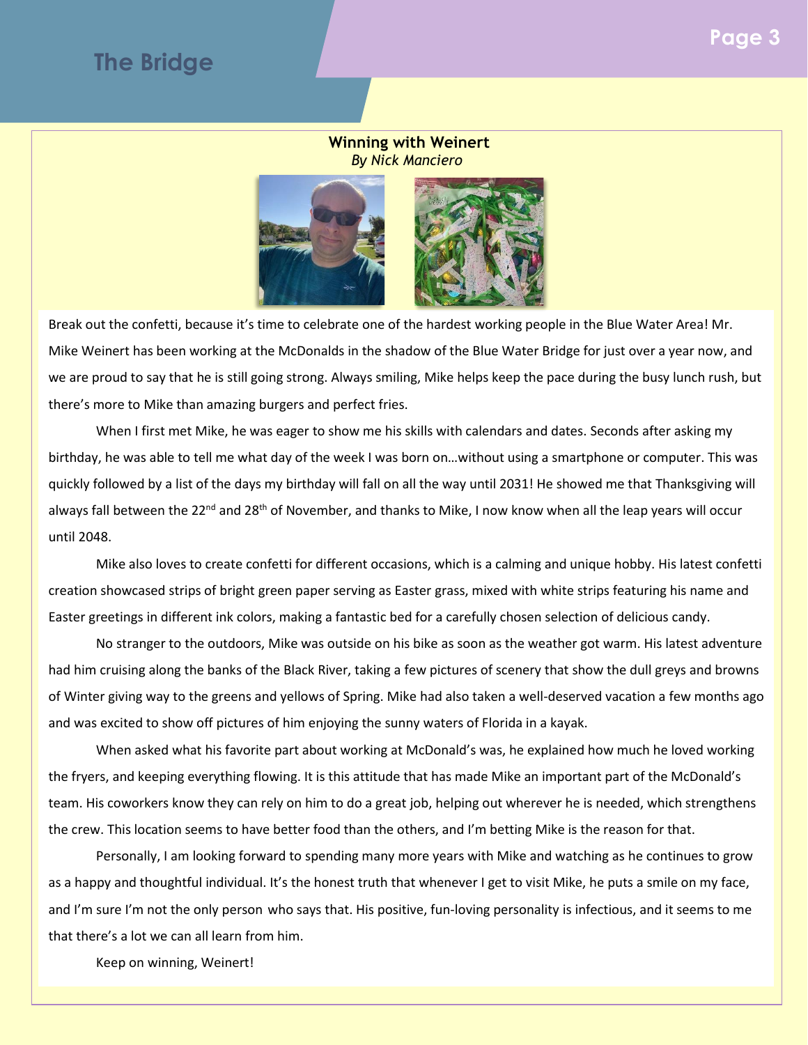## Winning with Weinert

*By Nick Manciero*

Break out the confetti, because it's time to celebrate one of the hardest working people in the Blue Water Area! Mr. Mike Weinert has been working at the McDonalds in the shadow of the Blue Water Bridge for just over a year now, and we are proud to say that he is still going strong. Always smiling, Mike helps keep the pace during the busy lunch rush, but there's more to Mike than amazing burgers and perfect fries.

When I first met Mike, he was eager to show me his skills with calendars and dates. Seconds after asking my birthday, he was able to tell me what day of the week I was born on…without using a smartphone or computer. This was quickly followed by a list of the days my birthday will fall on all the way until 2031! He showed me that Thanksgiving will always fall between the 22nd and 28th of November, and thanks to Mike, I now know when all the leap years will occur until 2048.

Mike also loves to create confetti for different occasions, which is a calming and unique hobby. His latest confetti creation showcased strips of bright green paper serving as Easter grass, mixed with white strips featuring his name and Easter greetings in different ink colors, making a fantastic bed for a carefully chosen selection of delicious candy.

No stranger to the outdoors, Mike was outside on his bike as soon as the weather got warm. His latest adventure had him cruising along the banks of the Black River, taking a few pictures of scenery that show the dull greys and browns of Winter giving way to the greens and yellows of Spring. Mike had also taken a well-deserved vacation a few months ago and was excited to show off pictures of him enjoying the sunny waters of Florida in a kayak.

When asked what his favorite part about working at McDonald's was, he explained how much he loved working the fryers, and keeping everything flowing. It is this attitude that has made Mike an important part of the McDonald's team. His coworkers know they can rely on him to do a great job, helping out wherever he is needed, which strengthens the crew. This location seems to have better food than the others, and I'm betting Mike is the reason for that.

Personally, I am looking forward to spending many more years with Mike and watching as he continues to grow as a happy and thoughtful individual. It's the honest truth that whenever I get to visit Mike, he puts a smile on my face, and I'm sure I'm not the only person who says that. His positive, fun-loving personality is infectious, and it seems to me that there's a lot we can all learn from him.

Keep on winning, Weinert!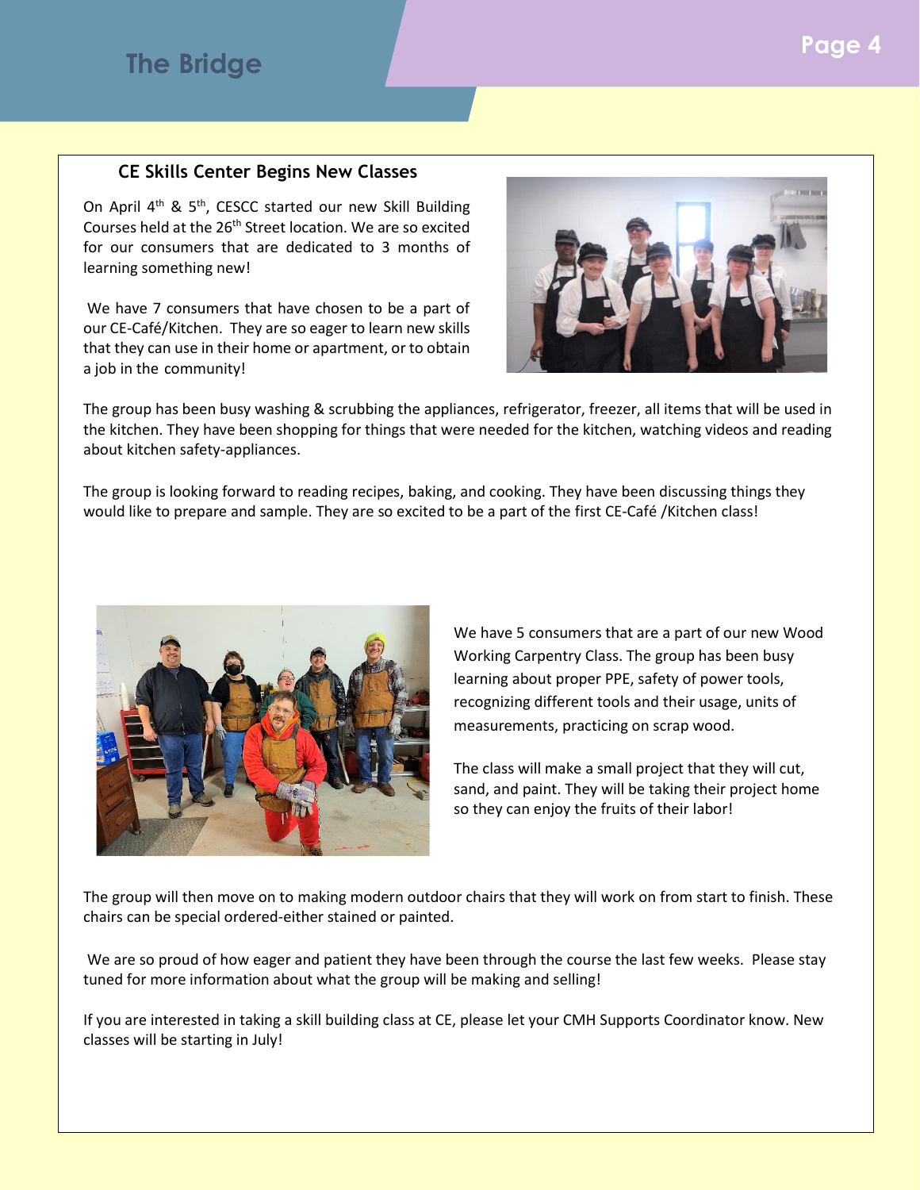## CE Skills Center Begins New Classes

On April 4th & 5th, CESCC started our new Skill Building Courses held at the 26th Street location. We are so excited for our consumers that are dedicated to 3 months of learning something new!

We have 7 consumers that have chosen to be a part of our CE-Café/Kitchen. They are so eager to learn new skills that they can use in their home or apartment, or to obtain a job in the community!

The group has been busy washing & scrubbing the appliances, refrigerator, freezer, all items that will be used in the kitchen. They have been shopping for things that were needed for the kitchen, watching videos and reading about kitchen safety-appliances.

The group is looking forward to reading recipes, baking, and cooking. They have been discussing things they would like to prepare and sample. They are so excited to be a part of the first CE-Café /Kitchen class!

We have 5 consumers that are a part of our new Wood Working Carpentry Class. The group has been busy learning about proper PPE, safety of power tools, recognizing different tools and their usage, units of measurements, practicing on scrap wood.

The class will make a small project that they will cut, sand, and paint. They will be taking their project home so they can enjoy the fruits of their labor!

The group will then move on to making modern outdoor chairs that they will work on from start to finish. These chairs can be special ordered-either stained or painted.

We are so proud of how eager and patient they have been through the course the last few weeks. Please stay tuned for more information about what the group will be making and selling!

If you are interested in taking a skill building class at CE, please let your CMH Supports Coordinator know. New classes will be starting in July!